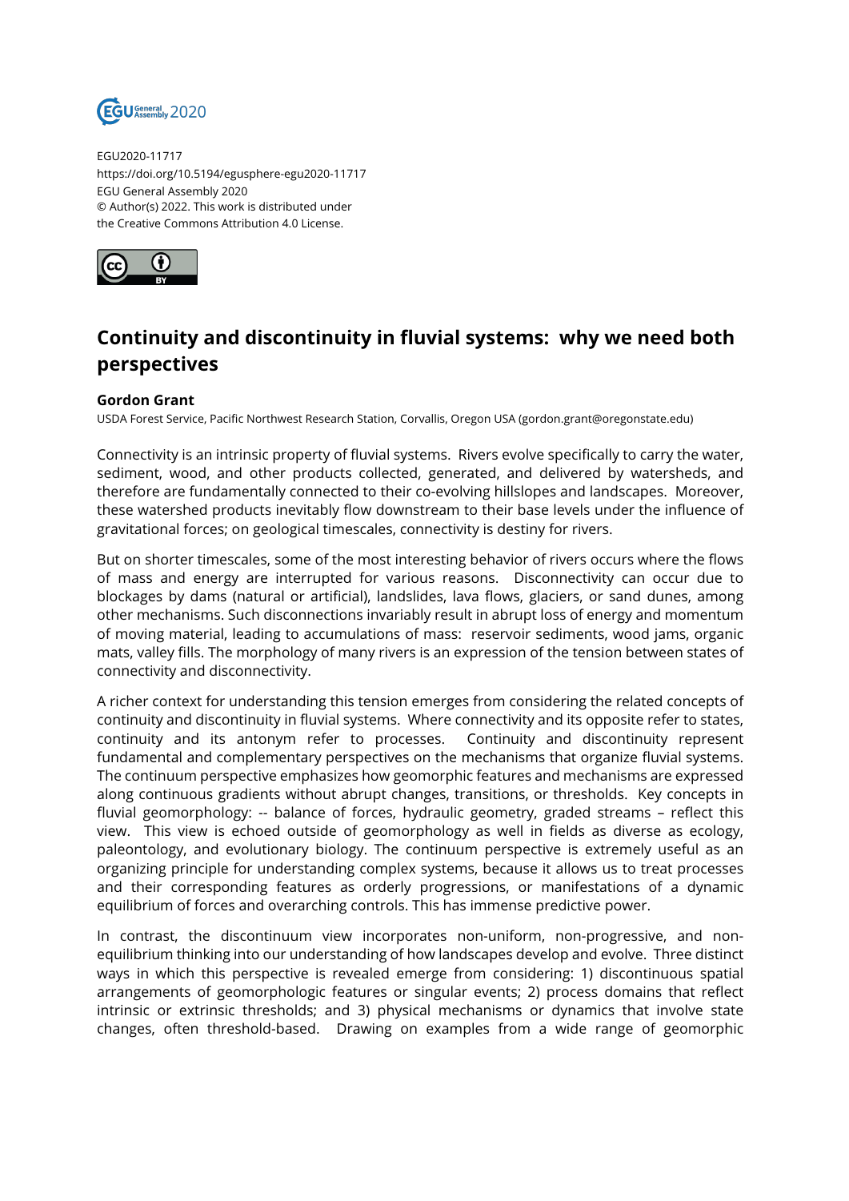EGU2020-11717
https://doi.org/10.5194/egusphere-egu2020-11717
EGU General Assembly 2020
© Author(s) 2022. This work is distributed under
the Creative Commons Attribution 4.0 License.

# Continuity and discontinuity in fluvial systems: why we need both perspectives

**Gordon Grant**
USDA Forest Service, Pacific Northwest Research Station, Corvallis, Oregon USA (gordon.grant@oregonstate.edu)

Connectivity is an intrinsic property of fluvial systems. Rivers evolve specifically to carry the water, sediment, wood, and other products collected, generated, and delivered by watersheds, and therefore are fundamentally connected to their co-evolving hillslopes and landscapes. Moreover, these watershed products inevitably flow downstream to their base levels under the influence of gravitational forces; on geological timescales, connectivity is destiny for rivers.

But on shorter timescales, some of the most interesting behavior of rivers occurs where the flows of mass and energy are interrupted for various reasons. Disconnectivity can occur due to blockages by dams (natural or artificial), landslides, lava flows, glaciers, or sand dunes, among other mechanisms. Such disconnections invariably result in abrupt loss of energy and momentum of moving material, leading to accumulations of mass: reservoir sediments, wood jams, organic mats, valley fills. The morphology of many rivers is an expression of the tension between states of connectivity and disconnectivity.

A richer context for understanding this tension emerges from considering the related concepts of continuity and discontinuity in fluvial systems. Where connectivity and its opposite refer to states, continuity and its antonym refer to processes. Continuity and discontinuity represent fundamental and complementary perspectives on the mechanisms that organize fluvial systems. The continuum perspective emphasizes how geomorphic features and mechanisms are expressed along continuous gradients without abrupt changes, transitions, or thresholds. Key concepts in fluvial geomorphology: -- balance of forces, hydraulic geometry, graded streams – reflect this view. This view is echoed outside of geomorphology as well in fields as diverse as ecology, paleontology, and evolutionary biology. The continuum perspective is extremely useful as an organizing principle for understanding complex systems, because it allows us to treat processes and their corresponding features as orderly progressions, or manifestations of a dynamic equilibrium of forces and overarching controls. This has immense predictive power.

In contrast, the discontinuum view incorporates non-uniform, non-progressive, and non-equilibrium thinking into our understanding of how landscapes develop and evolve. Three distinct ways in which this perspective is revealed emerge from considering: 1) discontinuous spatial arrangements of geomorphologic features or singular events; 2) process domains that reflect intrinsic or extrinsic thresholds; and 3) physical mechanisms or dynamics that involve state changes, often threshold-based. Drawing on examples from a wide range of geomorphic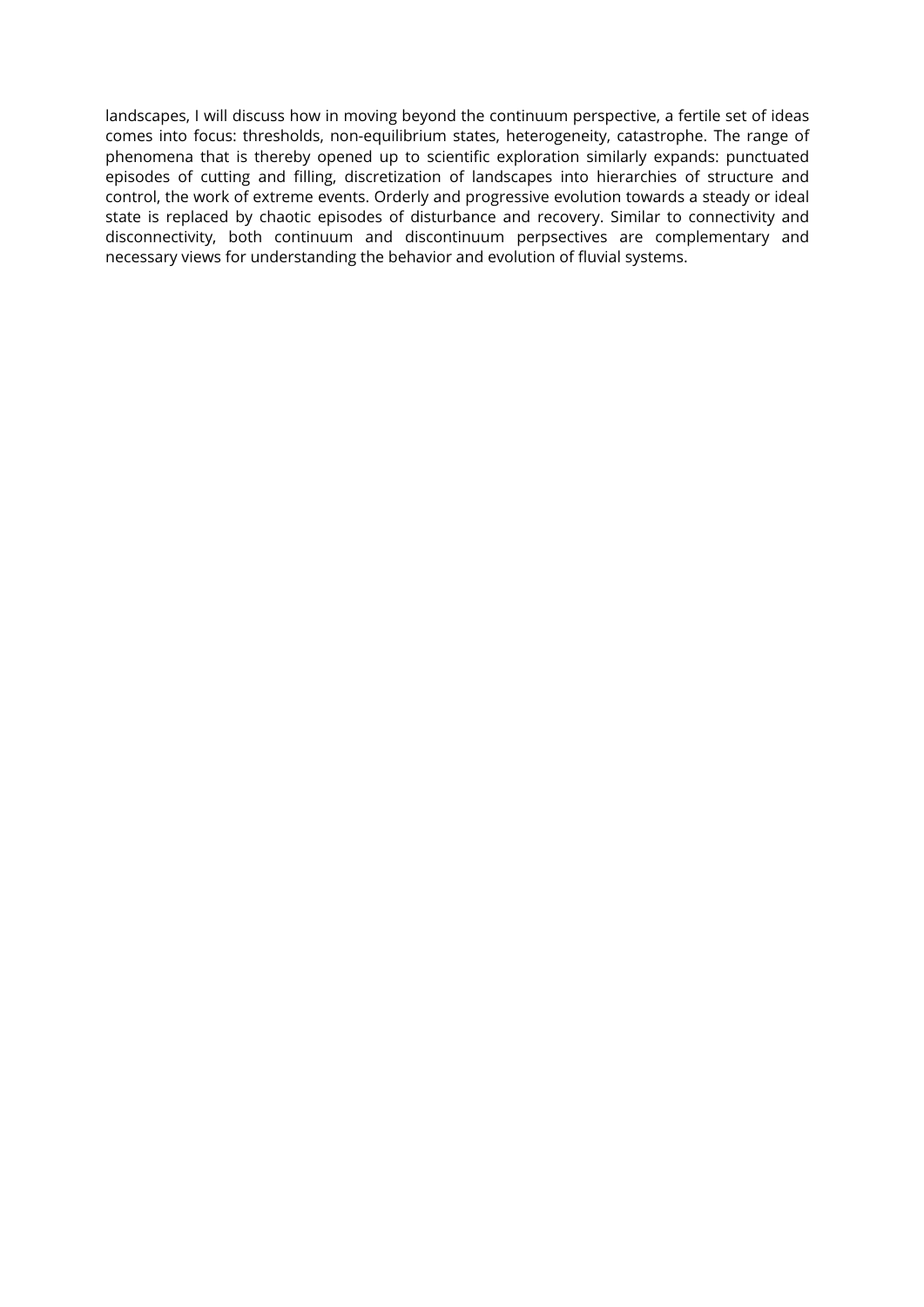landscapes, I will discuss how in moving beyond the continuum perspective, a fertile set of ideas comes into focus: thresholds, non-equilibrium states, heterogeneity, catastrophe. The range of phenomena that is thereby opened up to scientific exploration similarly expands: punctuated episodes of cutting and filling, discretization of landscapes into hierarchies of structure and control, the work of extreme events. Orderly and progressive evolution towards a steady or ideal state is replaced by chaotic episodes of disturbance and recovery. Similar to connectivity and disconnectivity, both continuum and discontinuum perpsectives are complementary and necessary views for understanding the behavior and evolution of fluvial systems.